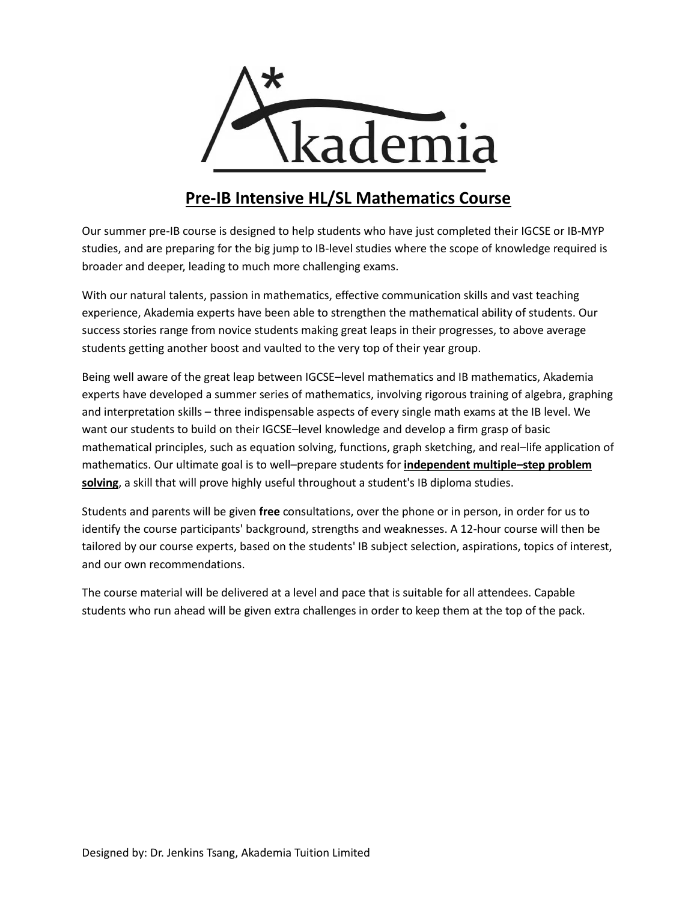# Pre-IB Intensive HL/SL Mathematics Course

Our summer pre-IB course is designed to help students who have just completed their IGCSE or IB-MYP studies, and are preparing for the big jump to IB-level studies where the scope of knowledge required is broader and deeper, leading to much more challenging exams.

With our natural talents, passion in mathematics, effective communication skills and vast teaching experience, Akademia experts have been able to strengthen the mathematical ability of students. Our success stories range from novice students making great leaps in their progresses, to above average students getting another boost and vaulted to the very top of their year group.

Being well aware of the great leap between IGCSE–level mathematics and IB mathematics, Akademia experts have developed a summer series of mathematics, involving rigorous training of algebra, graphing and interpretation skills – three indispensable aspects of every single math exams at the IB level. We want our students to build on their IGCSE–level knowledge and develop a firm grasp of basic mathematical principles, such as equation solving, functions, graph sketching, and real–life application of mathematics. Our ultimate goal is to well–prepare students for **independent multiple–step problem solving**, a skill that will prove highly useful throughout a student's IB diploma studies.

Students and parents will be given **free** consultations, over the phone or in person, in order for us to identify the course participants' background, strengths and weaknesses. A 12-hour course will then be tailored by our course experts, based on the students' IB subject selection, aspirations, topics of interest, and our own recommendations.

The course material will be delivered at a level and pace that is suitable for all attendees. Capable students who run ahead will be given extra challenges in order to keep them at the top of the pack.

Designed by: Dr. Jenkins Tsang, Akademia Tuition Limited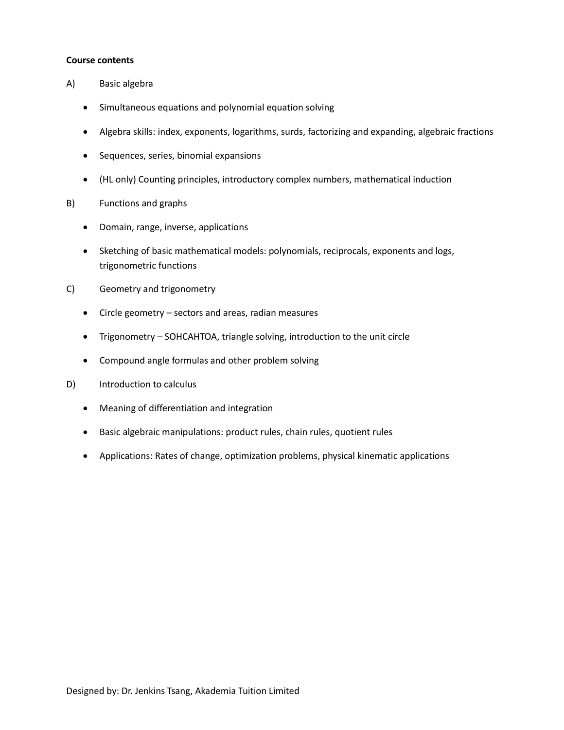**Course contents**

A) Basic algebra

- Simultaneous equations and polynomial equation solving
- Algebra skills: index, exponents, logarithms, surds, factorizing and expanding, algebraic fractions
- Sequences, series, binomial expansions
- (HL only) Counting principles, introductory complex numbers, mathematical induction

B) Functions and graphs

- Domain, range, inverse, applications
- Sketching of basic mathematical models: polynomials, reciprocals, exponents and logs, trigonometric functions

C) Geometry and trigonometry

- Circle geometry – sectors and areas, radian measures
- Trigonometry – SOHCAHTOA, triangle solving, introduction to the unit circle
- Compound angle formulas and other problem solving

D) Introduction to calculus

- Meaning of differentiation and integration
- Basic algebraic manipulations: product rules, chain rules, quotient rules
- Applications: Rates of change, optimization problems, physical kinematic applications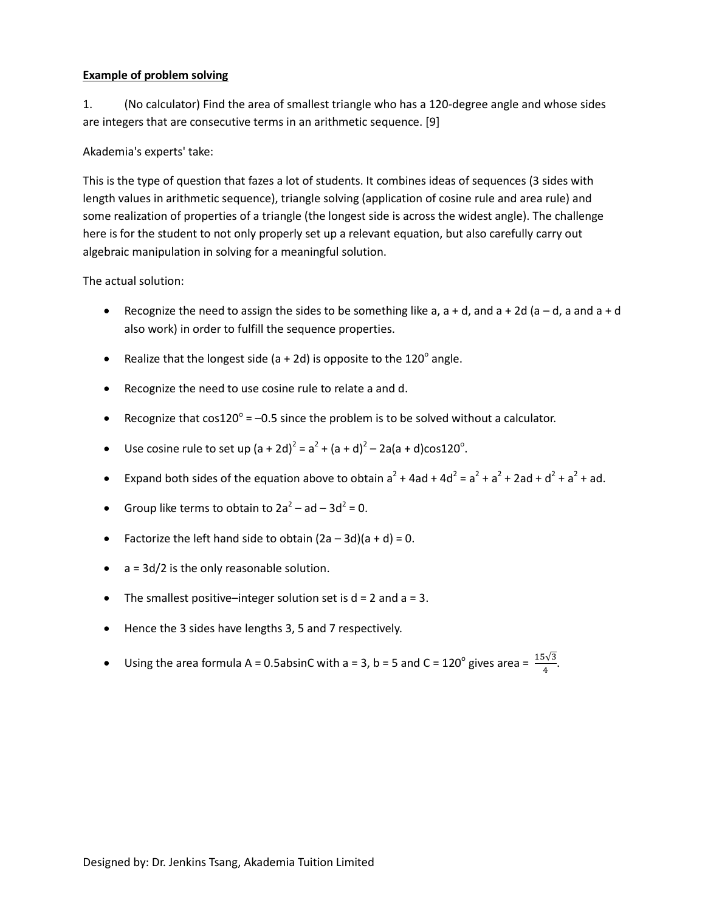**Example of problem solving**

1. (No calculator) Find the area of smallest triangle who has a 120-degree angle and whose sides are integers that are consecutive terms in an arithmetic sequence. [9]

Akademia's experts' take:

This is the type of question that fazes a lot of students. It combines ideas of sequences (3 sides with length values in arithmetic sequence), triangle solving (application of cosine rule and area rule) and some realization of properties of a triangle (the longest side is across the widest angle). The challenge here is for the student to not only properly set up a relevant equation, but also carefully carry out algebraic manipulation in solving for a meaningful solution.

The actual solution:

- Recognize the need to assign the sides to be something like a, a + d, and a + 2d (a – d, a and a + d also work) in order to fulfill the sequence properties.
- Realize that the longest side (a + 2d) is opposite to the 120° angle.
- Recognize the need to use cosine rule to relate a and d.
- Recognize that $\cos 120^\circ = -0.5$ since the problem is to be solved without a calculator.
- Use cosine rule to set up $(a + 2d)^2 = a^2 + (a + d)^2 - 2a(a + d)\cos 120^\circ$.
- Expand both sides of the equation above to obtain $a^2 + 4ad + 4d^2 = a^2 + a^2 + 2ad + d^2 + a^2 + ad$.
- Group like terms to obtain to $2a^2 - ad - 3d^2 = 0$.
- Factorize the left hand side to obtain $(2a - 3d)(a + d) = 0$.
- $a = 3d/2$ is the only reasonable solution.
- The smallest positive–integer solution set is d = 2 and a = 3.
- Hence the 3 sides have lengths 3, 5 and 7 respectively.
- Using the area formula $A = 0.5ab\sin C$ with a = 3, b = 5 and C = 120° gives area = $\frac{15\sqrt{3}}{4}$.

Designed by: Dr. Jenkins Tsang, Akademia Tuition Limited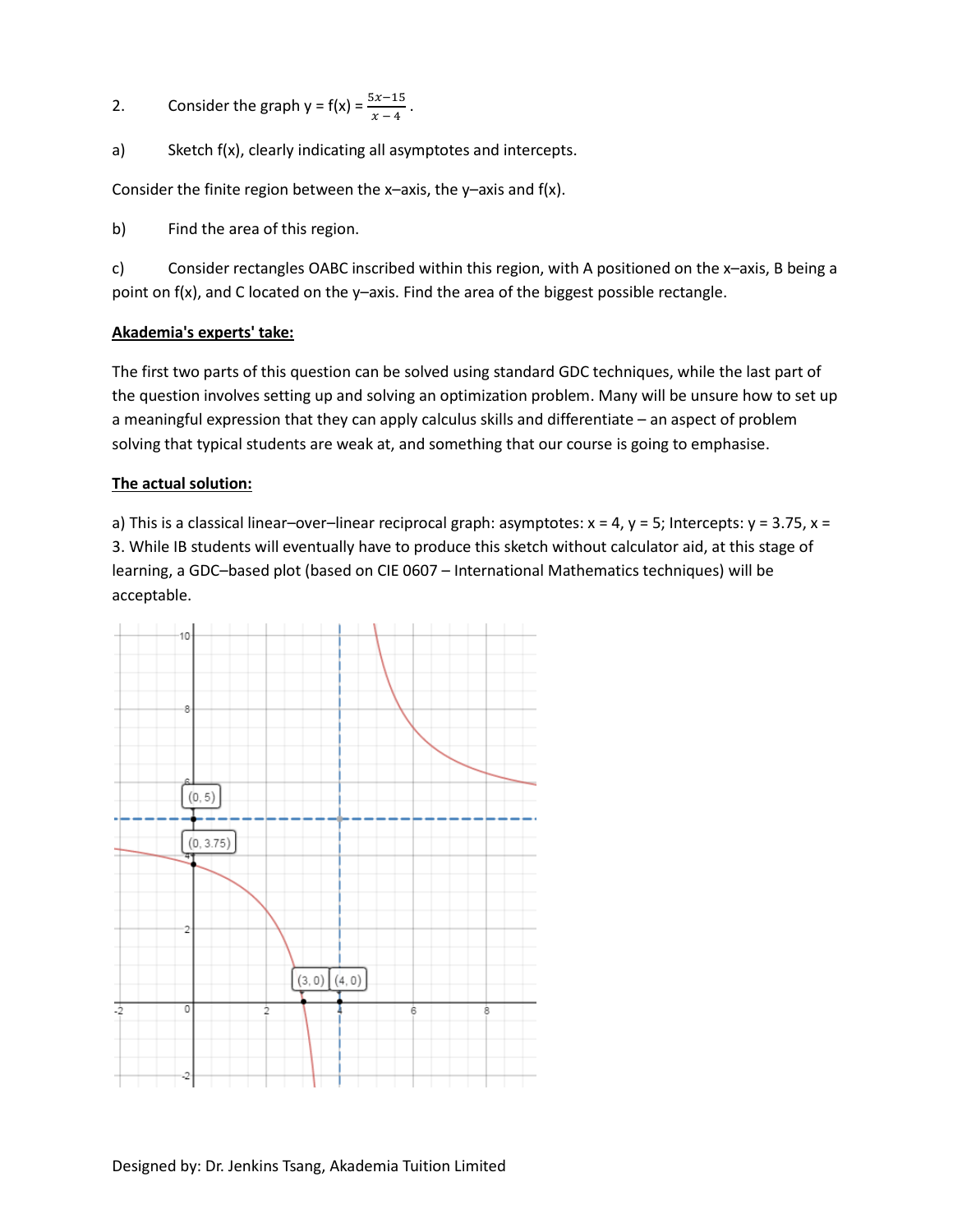2. Consider the graph $y = f(x) = \frac{5x-15}{x-4}$.

a) Sketch f(x), clearly indicating all asymptotes and intercepts.

Consider the finite region between the x–axis, the y–axis and f(x).

b) Find the area of this region.

c) Consider rectangles OABC inscribed within this region, with A positioned on the x–axis, B being a point on f(x), and C located on the y–axis. Find the area of the biggest possible rectangle.

**Akademia's experts' take:**

The first two parts of this question can be solved using standard GDC techniques, while the last part of the question involves setting up and solving an optimization problem. Many will be unsure how to set up a meaningful expression that they can apply calculus skills and differentiate – an aspect of problem solving that typical students are weak at, and something that our course is going to emphasise.

**The actual solution:**

a) This is a classical linear–over–linear reciprocal graph: asymptotes: x = 4, y = 5; Intercepts: y = 3.75, x = 3. While IB students will eventually have to produce this sketch without calculator aid, at this stage of learning, a GDC–based plot (based on CIE 0607 – International Mathematics techniques) will be acceptable.

Designed by: Dr. Jenkins Tsang, Akademia Tuition Limited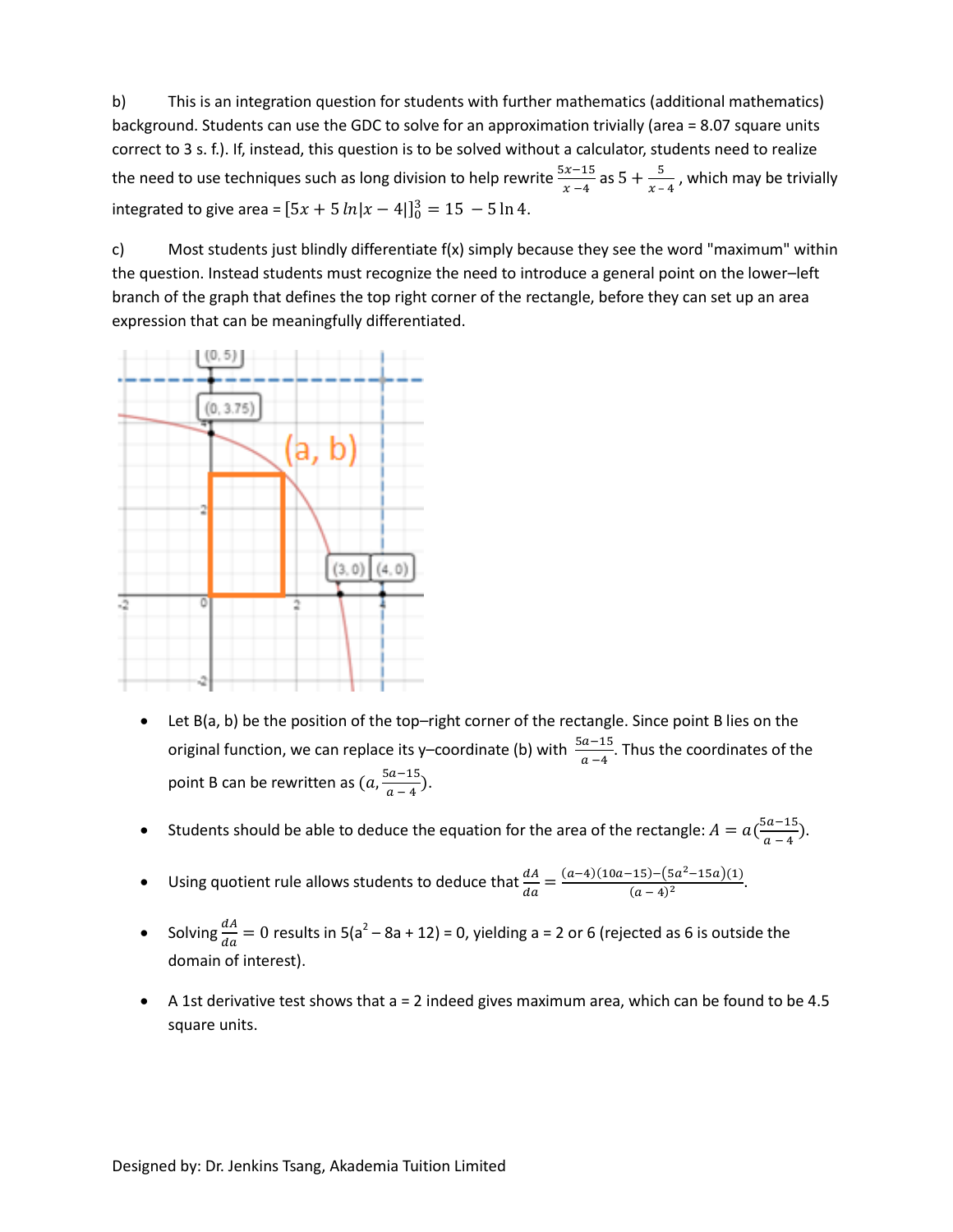b) This is an integration question for students with further mathematics (additional mathematics) background. Students can use the GDC to solve for an approximation trivially (area = 8.07 square units correct to 3 s. f.). If, instead, this question is to be solved without a calculator, students need to realize the need to use techniques such as long division to help rewrite $\frac{5x-15}{x-4}$ as $5+\frac{5}{x-4}$, which may be trivially integrated to give area = $[5x+5\ln|x-4|]_0^3 = 15 - 5\ln 4$.

c) Most students just blindly differentiate f(x) simply because they see the word "maximum" within the question. Instead students must recognize the need to introduce a general point on the lower–left branch of the graph that defines the top right corner of the rectangle, before they can set up an area expression that can be meaningfully differentiated.

(0, 5)

(0, 3.75)

(a, b)

(3, 0)

(4, 0)

-2

0

2

4

2

-2

- Let B(a, b) be the position of the top–right corner of the rectangle. Since point B lies on the original function, we can replace its y–coordinate (b) with $\frac{5a-15}{a-4}$. Thus the coordinates of the point B can be rewritten as $(a, \frac{5a-15}{a-4})$.
- Students should be able to deduce the equation for the area of the rectangle: $A = a(\frac{5a-15}{a-4})$.
- Using quotient rule allows students to deduce that $\frac{dA}{da} = \frac{(a-4)(10a-15)-(5a^2-15a)(1)}{(a-4)^2}$.
- Solving $\frac{dA}{da} = 0$ results in $5(a^2 - 8a + 12) = 0$, yielding a = 2 or 6 (rejected as 6 is outside the domain of interest).
- A 1st derivative test shows that a = 2 indeed gives maximum area, which can be found to be 4.5 square units.

Designed by: Dr. Jenkins Tsang, Akademia Tuition Limited